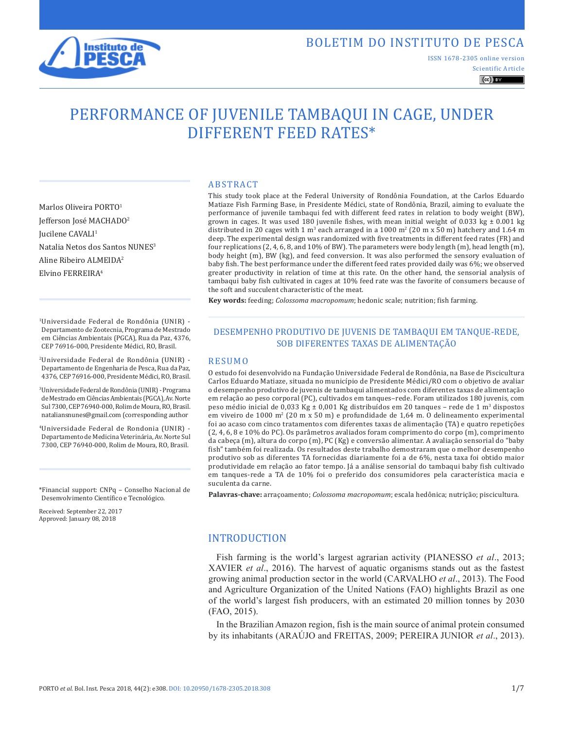# PERFORMANCE OF JUVENILE TAMBAQUI IN CAGE, UNDER DIFFERENT FEED RATES*

Marlos Oliveira PORTO[1]
Jefferson José MACHADO[2]
Jucilene CAVALI[1]
Natalia Netos dos Santos NUNES[3]
Aline Ribeiro ALMEIDA[2]
Elvino FERREIRA[4]

[1]Universidade Federal de Rondônia (UNIR) - Departamento de Zootecnia, Programa de Mestrado em Ciências Ambientais (PGCA), Rua da Paz, 4376, CEP 76916-000, Presidente Médici, RO, Brasil.

[2]Universidade Federal de Rondônia (UNIR) - Departamento de Engenharia de Pesca, Rua da Paz, 4376, CEP 76916-000, Presidente Médici, RO, Brasil.

[3]Universidade Federal de Rondônia (UNIR) - Programa de Mestrado em Ciências Ambientais (PGCA), Av. Norte Sul 7300, CEP 76940-000, Rolim de Moura, RO, Brasil. nataliansnunes@gmail.com (corresponding author

[4]Universidade Federal de Rondonia (UNIR) - Departamento de Medicina Veterinária, Av. Norte Sul 7300, CEP 76940-000, Rolim de Moura, RO, Brasil.

*Financial support: CNPq – Conselho Nacional de Desenvolvimento Científico e Tecnológico.

Received: September 22, 2017
Approved: January 08, 2018

## ABSTRACT

This study took place at the Federal University of Rondônia Foundation, at the Carlos Eduardo Matiaze Fish Farming Base, in Presidente Médici, state of Rondônia, Brazil, aiming to evaluate the performance of juvenile tambaqui fed with different feed rates in relation to body weight (BW), grown in cages. It was used 180 juvenile fishes, with mean initial weight of 0.033 kg ± 0.001 kg distributed in 20 cages with 1 m$^3$ each arranged in a 1000 m$^2$ (20 m x 50 m) hatchery and 1.64 m deep. The experimental design was randomized with five treatments in different feed rates (FR) and four replications (2, 4, 6, 8, and 10% of BW). The parameters were body length (m), head length (m), body height (m), BW (kg), and feed conversion. It was also performed the sensory evaluation of baby fish. The best performance under the different feed rates provided daily was 6%; we observed greater productivity in relation of time at this rate. On the other hand, the sensorial analysis of tambaqui baby fish cultivated in cages at 10% feed rate was the favorite of consumers because of the soft and succulent characteristic of the meat.

**Key words:** feeding; *Colossoma macropomum*; hedonic scale; nutrition; fish farming.

## DESEMPENHO PRODUTIVO DE JUVENIS DE TAMBAQUI EM TANQUE-REDE, SOB DIFERENTES TAXAS DE ALIMENTAÇÃO

## RESUMO

O estudo foi desenvolvido na Fundação Universidade Federal de Rondônia, na Base de Piscicultura Carlos Eduardo Matiaze, situada no município de Presidente Médici/RO com o objetivo de avaliar o desempenho produtivo de juvenis de tambaqui alimentados com diferentes taxas de alimentação em relação ao peso corporal (PC), cultivados em tanques–rede. Foram utilizados 180 juvenis, com peso médio inicial de 0,033 Kg ± 0,001 Kg distribuídos em 20 tanques – rede de 1 m$^3$ dispostos em viveiro de 1000 m$^2$ (20 m x 50 m) e profundidade de 1,64 m. O delineamento experimental foi ao acaso com cinco tratamentos com diferentes taxas de alimentação (TA) e quatro repetições (2, 4, 6, 8 e 10% do PC). Os parâmetros avaliados foram comprimento do corpo (m), comprimento da cabeça (m), altura do corpo (m), PC (Kg) e conversão alimentar. A avaliação sensorial do "baby fish" também foi realizada. Os resultados deste trabalho demostraram que o melhor desempenho produtivo sob as diferentes TA fornecidas diariamente foi a de 6%, nesta taxa foi obtido maior produtividade em relação ao fator tempo. Já a análise sensorial do tambaqui baby fish cultivado em tanques-rede a TA de 10% foi o preferido dos consumidores pela característica macia e suculenta da carne.

**Palavras-chave:** arraçoamento; *Colossoma macropomum*; escala hedônica; nutrição; piscicultura.

## INTRODUCTION

Fish farming is the world's largest agrarian activity (PIANESSO *et al*., 2013; XAVIER *et al*., 2016). The harvest of aquatic organisms stands out as the fastest growing animal production sector in the world (CARVALHO *et al*., 2013). The Food and Agriculture Organization of the United Nations (FAO) highlights Brazil as one of the world's largest fish producers, with an estimated 20 million tonnes by 2030 (FAO, 2015).

In the Brazilian Amazon region, fish is the main source of animal protein consumed by its inhabitants (ARAÚJO and FREITAS, 2009; PEREIRA JUNIOR *et al*., 2013).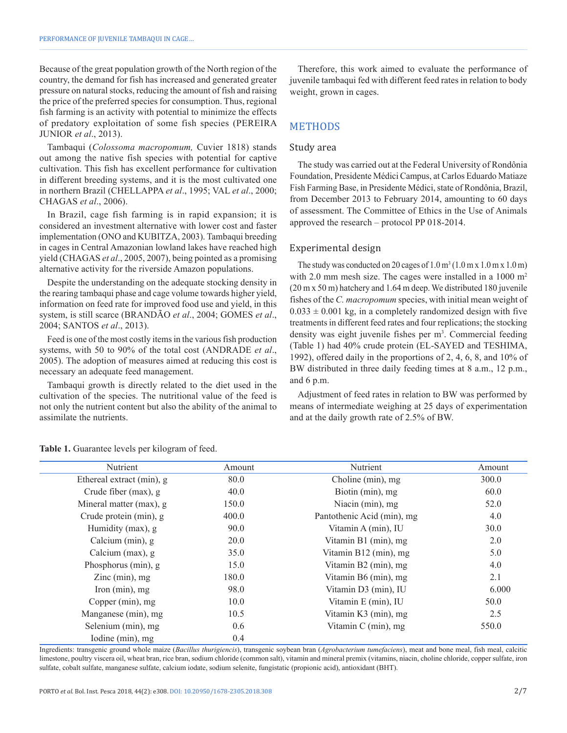Because of the great population growth of the North region of the country, the demand for fish has increased and generated greater pressure on natural stocks, reducing the amount of fish and raising the price of the preferred species for consumption. Thus, regional fish farming is an activity with potential to minimize the effects of predatory exploitation of some fish species (PEREIRA JUNIOR *et al*., 2013).

Tambaqui (*Colossoma macropomum,* Cuvier 1818) stands out among the native fish species with potential for captive cultivation. This fish has excellent performance for cultivation in different breeding systems, and it is the most cultivated one in northern Brazil (CHELLAPPA *et al*., 1995; VAL *et al*., 2000; CHAGAS *et al*., 2006).

In Brazil, cage fish farming is in rapid expansion; it is considered an investment alternative with lower cost and faster implementation (ONO and KUBITZA, 2003). Tambaqui breeding in cages in Central Amazonian lowland lakes have reached high yield (CHAGAS *et al*., 2005, 2007), being pointed as a promising alternative activity for the riverside Amazon populations.

Despite the understanding on the adequate stocking density in the rearing tambaqui phase and cage volume towards higher yield, information on feed rate for improved food use and yield, in this system, is still scarce (BRANDÃO *et al*., 2004; GOMES *et al*., 2004; SANTOS *et al*., 2013).

Feed is one of the most costly items in the various fish production systems, with 50 to 90% of the total cost (ANDRADE *et al*., 2005). The adoption of measures aimed at reducing this cost is necessary an adequate feed management.

Tambaqui growth is directly related to the diet used in the cultivation of the species. The nutritional value of the feed is not only the nutrient content but also the ability of the animal to assimilate the nutrients.

Therefore, this work aimed to evaluate the performance of juvenile tambaqui fed with different feed rates in relation to body weight, grown in cages.

## METHODS

### Study area

The study was carried out at the Federal University of Rondônia Foundation, Presidente Médici Campus, at Carlos Eduardo Matiaze Fish Farming Base, in Presidente Médici, state of Rondônia, Brazil, from December 2013 to February 2014, amounting to 60 days of assessment. The Committee of Ethics in the Use of Animals approved the research – protocol PP 018-2014.

### Experimental design

The study was conducted on 20 cages of 1.0 $m^3$ (1.0 m x 1.0 m x 1.0 m) with 2.0 mm mesh size. The cages were installed in a 1000 $m^2$ (20 m x 50 m) hatchery and 1.64 m deep. We distributed 180 juvenile fishes of the *C. macropomum* species, with initial mean weight of $0.033 \pm 0.001$ kg, in a completely randomized design with five treatments in different feed rates and four replications; the stocking density was eight juvenile fishes per $m^3$. Commercial feeding (Table 1) had 40% crude protein (EL-SAYED and TESHIMA, 1992), offered daily in the proportions of 2, 4, 6, 8, and 10% of BW distributed in three daily feeding times at 8 a.m., 12 p.m., and 6 p.m.

Adjustment of feed rates in relation to BW was performed by means of intermediate weighing at 25 days of experimentation and at the daily growth rate of 2.5% of BW.

**Table 1.** Guarantee levels per kilogram of feed.

| Nutrient | Amount | Nutrient | Amount |
|---|---|---|---|
| Ethereal extract (min), g | 80.0 | Choline (min), mg | 300.0 |
| Crude fiber (max), g | 40.0 | Biotin (min), mg | 60.0 |
| Mineral matter (max), g | 150.0 | Niacin (min), mg | 52.0 |
| Crude protein (min), g | 400.0 | Pantothenic Acid (min), mg | 4.0 |
| Humidity (max), g | 90.0 | Vitamin A (min), IU | 30.0 |
| Calcium (min), g | 20.0 | Vitamin B1 (min), mg | 2.0 |
| Calcium (max), g | 35.0 | Vitamin B12 (min), mg | 5.0 |
| Phosphorus (min), g | 15.0 | Vitamin B2 (min), mg | 4.0 |
| Zinc (min), mg | 180.0 | Vitamin B6 (min), mg | 2.1 |
| Iron (min), mg | 98.0 | Vitamin D3 (min), IU | 6.000 |
| Copper (min), mg | 10.0 | Vitamin E (min), IU | 50.0 |
| Manganese (min), mg | 10.5 | Vitamin K3 (min), mg | 2.5 |
| Selenium (min), mg | 0.6 | Vitamin C (min), mg | 550.0 |
| Iodine (min), mg | 0.4 | | |

Ingredients: transgenic ground whole maize (*Bacillus thurigiencis*), transgenic soybean bran (*Agrobacterium tumefaciens*), meat and bone meal, fish meal, calcitic limestone, poultry viscera oil, wheat bran, rice bran, sodium chloride (common salt), vitamin and mineral premix (vitamins, niacin, choline chloride, copper sulfate, iron sulfate, cobalt sulfate, manganese sulfate, calcium iodate, sodium selenite, fungistatic (propionic acid), antioxidant (BHT).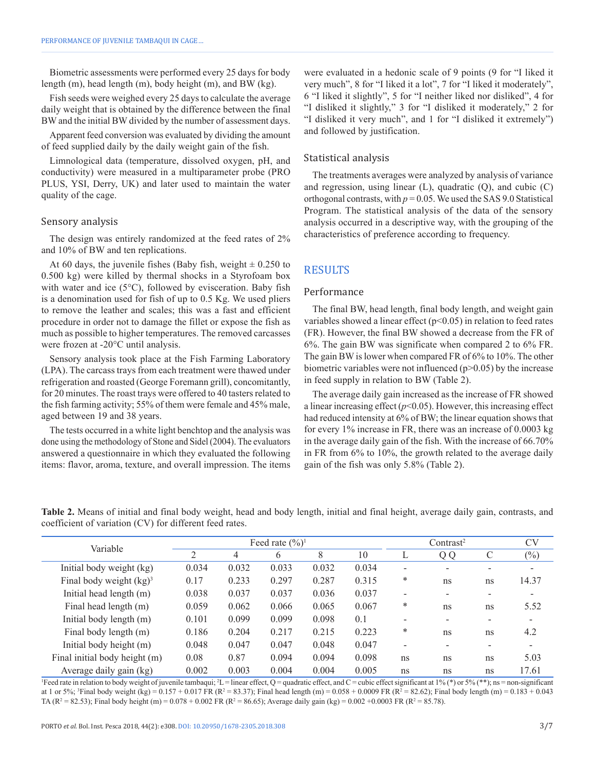Biometric assessments were performed every 25 days for body length (m), head length (m), body height (m), and BW (kg).

Fish seeds were weighed every 25 days to calculate the average daily weight that is obtained by the difference between the final BW and the initial BW divided by the number of assessment days.

Apparent feed conversion was evaluated by dividing the amount of feed supplied daily by the daily weight gain of the fish.

Limnological data (temperature, dissolved oxygen, pH, and conductivity) were measured in a multiparameter probe (PRO PLUS, YSI, Derry, UK) and later used to maintain the water quality of the cage.

### Sensory analysis

The design was entirely randomized at the feed rates of 2% and 10% of BW and ten replications.

At 60 days, the juvenile fishes (Baby fish, weight ± 0.250 to 0.500 kg) were killed by thermal shocks in a Styrofoam box with water and ice (5°C), followed by evisceration. Baby fish is a denomination used for fish of up to 0.5 Kg. We used pliers to remove the leather and scales; this was a fast and efficient procedure in order not to damage the fillet or expose the fish as much as possible to higher temperatures. The removed carcasses were frozen at -20°C until analysis.

Sensory analysis took place at the Fish Farming Laboratory (LPA). The carcass trays from each treatment were thawed under refrigeration and roasted (George Foremann grill), concomitantly, for 20 minutes. The roast trays were offered to 40 tasters related to the fish farming activity; 55% of them were female and 45% male, aged between 19 and 38 years.

The tests occurred in a white light benchtop and the analysis was done using the methodology of Stone and Sidel (2004). The evaluators answered a questionnaire in which they evaluated the following items: flavor, aroma, texture, and overall impression. The items were evaluated in a hedonic scale of 9 points (9 for "I liked it very much", 8 for "I liked it a lot", 7 for "I liked it moderately", 6 "I liked it slightly", 5 for "I neither liked nor disliked", 4 for "I disliked it slightly," 3 for "I disliked it moderately," 2 for "I disliked it very much", and 1 for "I disliked it extremely") and followed by justification.

### Statistical analysis

The treatments averages were analyzed by analysis of variance and regression, using linear (L), quadratic (Q), and cubic (C) orthogonal contrasts, with $p = 0.05$. We used the SAS 9.0 Statistical Program. The statistical analysis of the data of the sensory analysis occurred in a descriptive way, with the grouping of the characteristics of preference according to frequency.

## RESULTS

### Performance

The final BW, head length, final body length, and weight gain variables showed a linear effect ($p<0.05$) in relation to feed rates (FR). However, the final BW showed a decrease from the FR of 6%. The gain BW was significate when compared 2 to 6% FR. The gain BW is lower when compared FR of 6% to 10%. The other biometric variables were not influenced ($p>0.05$) by the increase in feed supply in relation to BW (Table 2).

The average daily gain increased as the increase of FR showed a linear increasing effect ($p<0.05$). However, this increasing effect had reduced intensity at 6% of BW; the linear equation shows that for every 1% increase in FR, there was an increase of 0.0003 kg in the average daily gain of the fish. With the increase of 66.70% in FR from 6% to 10%, the growth related to the average daily gain of the fish was only 5.8% (Table 2).

**Table 2.** Means of initial and final body weight, head and body length, initial and final height, average daily gain, contrasts, and coefficient of variation (CV) for different feed rates.

| Variable | Feed rate (%)[1] | | | | | Contrast[2] | | | CV |
|---|---|---|---|---|---|---|---|---|---|
| | 2 | 4 | 6 | 8 | 10 | L | Q Q | C | (%) |
| Initial body weight (kg) | 0.034 | 0.032 | 0.033 | 0.032 | 0.034 | - | - | - | - |
| Final body weight (kg)[3] | 0.17 | 0.233 | 0.297 | 0.287 | 0.315 | * | ns | ns | 14.37 |
| Initial head length (m) | 0.038 | 0.037 | 0.037 | 0.036 | 0.037 | - | - | - | - |
| Final head length (m) | 0.059 | 0.062 | 0.066 | 0.065 | 0.067 | * | ns | ns | 5.52 |
| Initial body length (m) | 0.101 | 0.099 | 0.099 | 0.098 | 0.1 | - | - | - | - |
| Final body length (m) | 0.186 | 0.204 | 0.217 | 0.215 | 0.223 | * | ns | ns | 4.2 |
| Initial body height (m) | 0.048 | 0.047 | 0.047 | 0.048 | 0.047 | - | - | - | - |
| Final initial body height (m) | 0.08 | 0.87 | 0.094 | 0.094 | 0.098 | ns | ns | ns | 5.03 |
| Average daily gain (kg) | 0.002 | 0.003 | 0.004 | 0.004 | 0.005 | ns | ns | ns | 17.61 |

[1]Feed rate in relation to body weight of juvenile tambaqui; [2]L = linear effect, Q = quadratic effect, and C = cubic effect significant at 1% (*) or 5% (**); ns = non-significant at 1 or 5%; [3]Final body weight (kg) = 0.157 + 0.017 FR ($R^2$ = 83.37); Final head length (m) = 0.058 + 0.0009 FR ($R^2$ = 82.62); Final body length (m) = 0.183 + 0.043 TA ($R^2$ = 82.53); Final body height (m) = 0.078 + 0.002 FR ($R^2$ = 86.65); Average daily gain (kg) = 0.002 +0.0003 FR ($R^2$ = 85.78).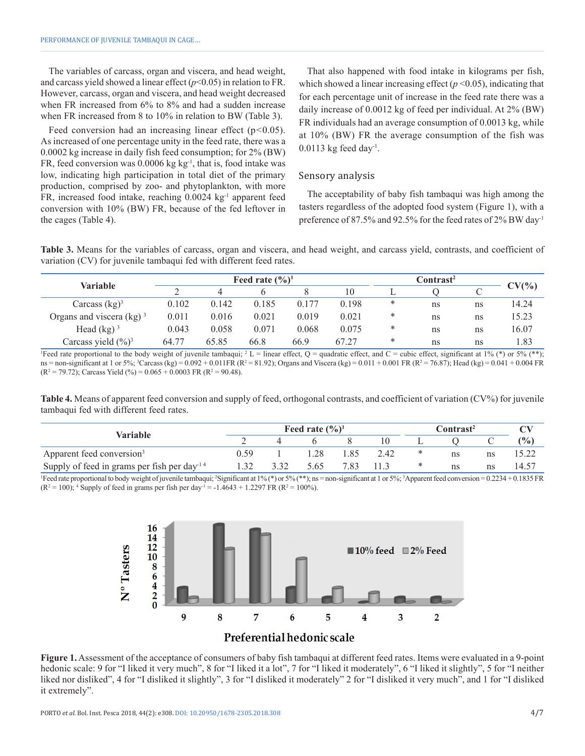The variables of carcass, organ and viscera, and head weight, and carcass yield showed a linear effect ($p<0.05$) in relation to FR. However, carcass, organ and viscera, and head weight decreased when FR increased from 6% to 8% and had a sudden increase when FR increased from 8 to 10% in relation to BW (Table 3).

Feed conversion had an increasing linear effect ($p<0.05$). As increased of one percentage unity in the feed rate, there was a 0.0002 kg increase in daily fish feed consumption; for 2% (BW) FR, feed conversion was 0.0006 kg $kg^{-1}$, that is, food intake was low, indicating high participation in total diet of the primary production, comprised by zoo- and phytoplankton, with more FR, increased food intake, reaching 0.0024 $kg^{-1}$ apparent feed conversion with 10% (BW) FR, because of the fed leftover in the cages (Table 4).

That also happened with food intake in kilograms per fish, which showed a linear increasing effect ($p<0.05$), indicating that for each percentage unit of increase in the feed rate there was a daily increase of 0.0012 kg of feed per individual. At 2% (BW) FR individuals had an average consumption of 0.0013 kg, while at 10% (BW) FR the average consumption of the fish was 0.0113 kg feed $day^{-1}$.

## Sensory analysis

The acceptability of baby fish tambaqui was high among the tasters regardless of the adopted food system (Figure 1), with a preference of 87.5% and 92.5% for the feed rates of 2% BW $day^{-1}$

**Table 3.** Means for the variables of carcass, organ and viscera, and head weight, and carcass yield, contrasts, and coefficient of variation (CV) for juvenile tambaqui fed with different feed rates.

| Variable | Feed rate (%)[1] | | | | | Contrast[2] | | | CV(%) |
|---|---|---|---|---|---|---|---|---|---|
| | 2 | 4 | 6 | 8 | 10 | L | Q | C | |
| Carcass (kg)[3] | 0.102 | 0.142 | 0.185 | 0.177 | 0.198 | * | ns | ns | 14.24 |
| Organs and viscera (kg)[3] | 0.011 | 0.016 | 0.021 | 0.019 | 0.021 | * | ns | ns | 15.23 |
| Head (kg)[3] | 0.043 | 0.058 | 0.071 | 0.068 | 0.075 | * | ns | ns | 16.07 |
| Carcass yield (%)[3] | 64.77 | 65.85 | 66.8 | 66.9 | 67.27 | * | ns | ns | 1.83 |

[1]Feed rate proportional to the body weight of juvenile tambaqui; [2] L = linear effect, Q = quadratic effect, and C = cubic effect, significant at 1% (*) or 5% (**); ns = non-significant at 1 or 5%; [3]Carcass (kg) = 0.092 + 0.011FR ($R^2$ = 81.92); Organs and Viscera (kg) = 0.011 + 0.001 FR ($R^2$ = 76.87); Head (kg) = 0.041 + 0.004 FR ($R^2$ = 79.72); Carcass Yield (%) = 0.065 + 0.0003 FR ($R^2$ = 90.48).

**Table 4.** Means of apparent feed conversion and supply of feed, orthogonal contrasts, and coefficient of variation (CV%) for juvenile tambaqui fed with different feed rates.

| Variable | Feed rate (%)[1] | | | | | Contrast[2] | | | CV (%) |
|---|---|---|---|---|---|---|---|---|---|
| | 2 | 4 | 6 | 8 | 10 | L | Q | C | |
| Apparent feed conversion[3] | 0.59 | 1 | 1.28 | 1.85 | 2.42 | * | ns | ns | 15.22 |
| Supply of feed in grams per fish per day[-1 4] | 1.32 | 3.32 | 5.65 | 7.83 | 11.3 | * | ns | ns | 14.57 |

[1]Feed rate proportional to body weight of juvenile tambaqui; [2]Significant at 1% (*) or 5% (**); ns = non-significant at 1 or 5%; [3]Apparent feed conversion = 0.2234 + 0.1835 FR ($R^2$ = 100); [4] Supply of feed in grams per fish per $day^{-1}$ = -1.4643 + 1.2297 FR ($R^2$ = 100%).

**Figure 1.** Assessment of the acceptance of consumers of baby fish tambaqui at different feed rates. Items were evaluated in a 9-point hedonic scale: 9 for "I liked it very much", 8 for "I liked it a lot", 7 for "I liked it moderately", 6 "I liked it slightly", 5 for "I neither liked nor disliked", 4 for "I disliked it slightly", 3 for "I disliked it moderately" 2 for "I disliked it very much", and 1 for "I disliked it extremely".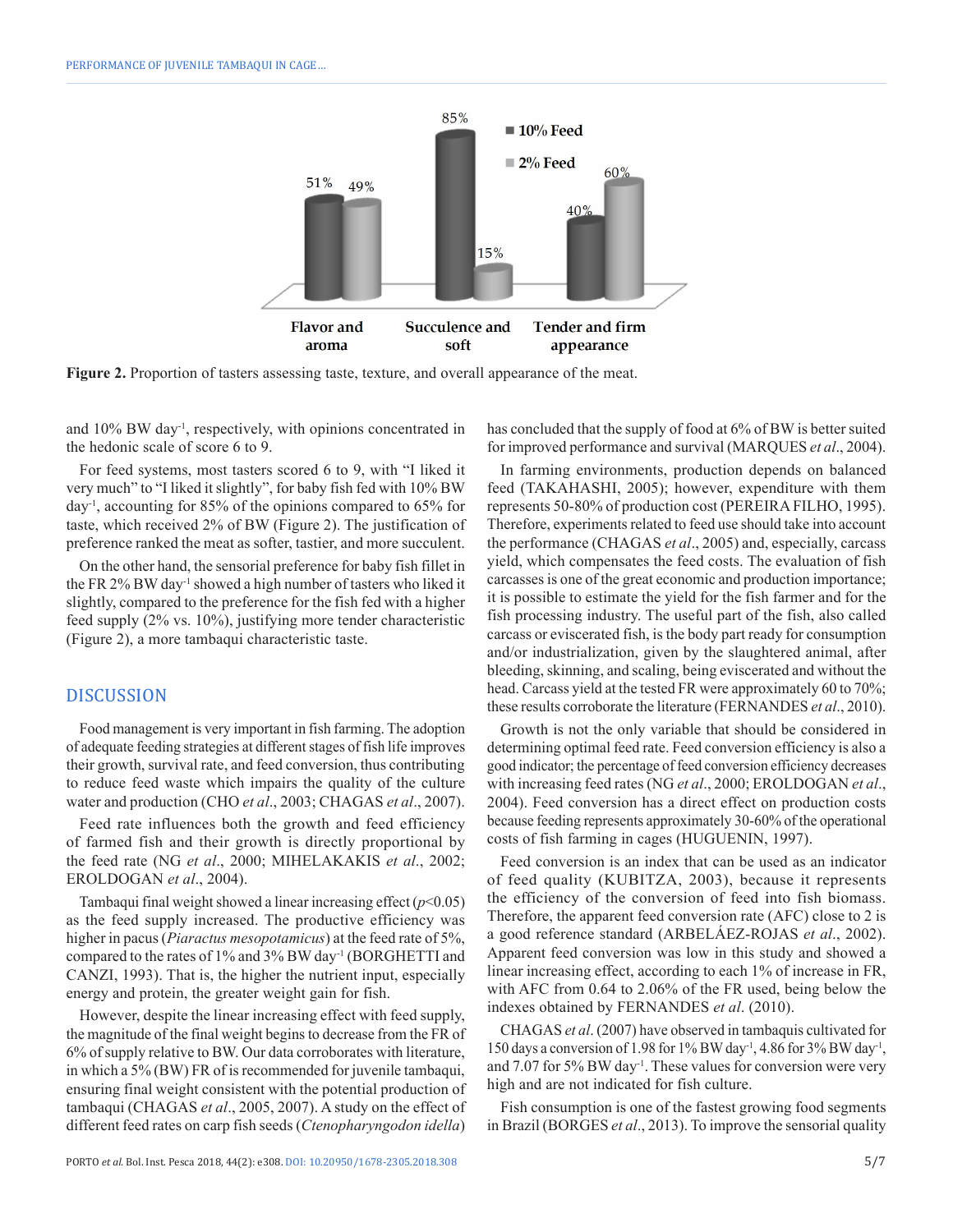Figure 2. Proportion of tasters assessing taste, texture, and overall appearance of the meat.

and 10% BW day$^{-1}$, respectively, with opinions concentrated in the hedonic scale of score 6 to 9.

For feed systems, most tasters scored 6 to 9, with "I liked it very much" to "I liked it slightly", for baby fish fed with 10% BW day$^{-1}$, accounting for 85% of the opinions compared to 65% for taste, which received 2% of BW (Figure 2). The justification of preference ranked the meat as softer, tastier, and more succulent.

On the other hand, the sensorial preference for baby fish fillet in the FR 2% BW day$^{-1}$ showed a high number of tasters who liked it slightly, compared to the preference for the fish fed with a higher feed supply (2% vs. 10%), justifying more tender characteristic (Figure 2), a more tambaqui characteristic taste.

## DISCUSSION

Food management is very important in fish farming. The adoption of adequate feeding strategies at different stages of fish life improves their growth, survival rate, and feed conversion, thus contributing to reduce feed waste which impairs the quality of the culture water and production (CHO *et al*., 2003; CHAGAS *et al*., 2007).

Feed rate influences both the growth and feed efficiency of farmed fish and their growth is directly proportional by the feed rate (NG *et al*., 2000; MIHELAKAKIS *et al*., 2002; EROLDOGAN *et al*., 2004).

Tambaqui final weight showed a linear increasing effect ($p$<0.05) as the feed supply increased. The productive efficiency was higher in pacus (*Piaractus mesopotamicus*) at the feed rate of 5%, compared to the rates of 1% and 3% BW day$^{-1}$ (BORGHETTI and CANZI, 1993). That is, the higher the nutrient input, especially energy and protein, the greater weight gain for fish.

However, despite the linear increasing effect with feed supply, the magnitude of the final weight begins to decrease from the FR of 6% of supply relative to BW. Our data corroborates with literature, in which a 5% (BW) FR of is recommended for juvenile tambaqui, ensuring final weight consistent with the potential production of tambaqui (CHAGAS *et al*., 2005, 2007). A study on the effect of different feed rates on carp fish seeds (*Ctenopharyngodon idella*) has concluded that the supply of food at 6% of BW is better suited for improved performance and survival (MARQUES *et al*., 2004).

In farming environments, production depends on balanced feed (TAKAHASHI, 2005); however, expenditure with them represents 50-80% of production cost (PEREIRA FILHO, 1995). Therefore, experiments related to feed use should take into account the performance (CHAGAS *et al*., 2005) and, especially, carcass yield, which compensates the feed costs. The evaluation of fish carcasses is one of the great economic and production importance; it is possible to estimate the yield for the fish farmer and for the fish processing industry. The useful part of the fish, also called carcass or eviscerated fish, is the body part ready for consumption and/or industrialization, given by the slaughtered animal, after bleeding, skinning, and scaling, being eviscerated and without the head. Carcass yield at the tested FR were approximately 60 to 70%; these results corroborate the literature (FERNANDES *et al*., 2010).

Growth is not the only variable that should be considered in determining optimal feed rate. Feed conversion efficiency is also a good indicator; the percentage of feed conversion efficiency decreases with increasing feed rates (NG *et al*., 2000; EROLDOGAN *et al*., 2004). Feed conversion has a direct effect on production costs because feeding represents approximately 30-60% of the operational costs of fish farming in cages (HUGUENIN, 1997).

Feed conversion is an index that can be used as an indicator of feed quality (KUBITZA, 2003), because it represents the efficiency of the conversion of feed into fish biomass. Therefore, the apparent feed conversion rate (AFC) close to 2 is a good reference standard (ARBELÁEZ-ROJAS *et al*., 2002). Apparent feed conversion was low in this study and showed a linear increasing effect, according to each 1% of increase in FR, with AFC from 0.64 to 2.06% of the FR used, being below the indexes obtained by FERNANDES *et al*. (2010).

CHAGAS *et al*. (2007) have observed in tambaquis cultivated for 150 days a conversion of 1.98 for 1% BW day$^{-1}$, 4.86 for 3% BW day$^{-1}$, and 7.07 for 5% BW day$^{-1}$. These values for conversion were very high and are not indicated for fish culture.

Fish consumption is one of the fastest growing food segments in Brazil (BORGES *et al*., 2013). To improve the sensorial quality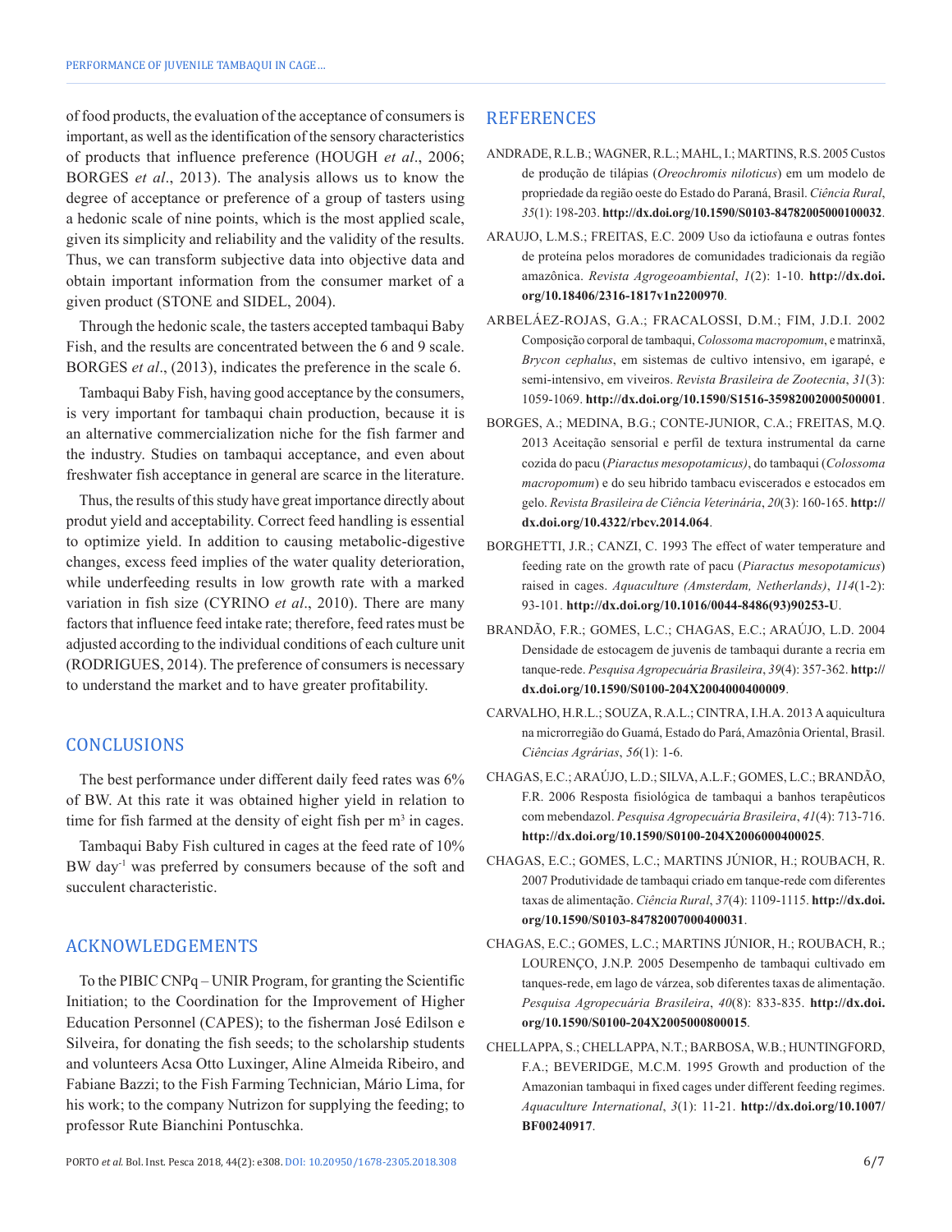of food products, the evaluation of the acceptance of consumers is important, as well as the identification of the sensory characteristics of products that influence preference (HOUGH *et al*., 2006; BORGES *et al*., 2013). The analysis allows us to know the degree of acceptance or preference of a group of tasters using a hedonic scale of nine points, which is the most applied scale, given its simplicity and reliability and the validity of the results. Thus, we can transform subjective data into objective data and obtain important information from the consumer market of a given product (STONE and SIDEL, 2004).

Through the hedonic scale, the tasters accepted tambaqui Baby Fish, and the results are concentrated between the 6 and 9 scale. BORGES *et al*., (2013), indicates the preference in the scale 6.

Tambaqui Baby Fish, having good acceptance by the consumers, is very important for tambaqui chain production, because it is an alternative commercialization niche for the fish farmer and the industry. Studies on tambaqui acceptance, and even about freshwater fish acceptance in general are scarce in the literature.

Thus, the results of this study have great importance directly about produt yield and acceptability. Correct feed handling is essential to optimize yield. In addition to causing metabolic-digestive changes, excess feed implies of the water quality deterioration, while underfeeding results in low growth rate with a marked variation in fish size (CYRINO *et al*., 2010). There are many factors that influence feed intake rate; therefore, feed rates must be adjusted according to the individual conditions of each culture unit (RODRIGUES, 2014). The preference of consumers is necessary to understand the market and to have greater profitability.

## CONCLUSIONS

The best performance under different daily feed rates was 6% of BW. At this rate it was obtained higher yield in relation to time for fish farmed at the density of eight fish per $m^3$ in cages.

Tambaqui Baby Fish cultured in cages at the feed rate of 10% BW $day^{-1}$ was preferred by consumers because of the soft and succulent characteristic.

## ACKNOWLEDGEMENTS

To the PIBIC CNPq – UNIR Program, for granting the Scientific Initiation; to the Coordination for the Improvement of Higher Education Personnel (CAPES); to the fisherman José Edilson e Silveira, for donating the fish seeds; to the scholarship students and volunteers Acsa Otto Luxinger, Aline Almeida Ribeiro, and Fabiane Bazzi; to the Fish Farming Technician, Mário Lima, for his work; to the company Nutrizon for supplying the feeding; to professor Rute Bianchini Pontuschka.

## REFERENCES

ANDRADE, R.L.B.; WAGNER, R.L.; MAHL, I.; MARTINS, R.S. 2005 Custos de produção de tilápias (*Oreochromis niloticus*) em um modelo de propriedade da região oeste do Estado do Paraná, Brasil. *Ciência Rural*, *35*(1): 198-203. **http://dx.doi.org/10.1590/S0103-84782005000100032**.

ARAUJO, L.M.S.; FREITAS, E.C. 2009 Uso da ictiofauna e outras fontes de proteína pelos moradores de comunidades tradicionais da região amazônica. *Revista Agrogeoambiental*, *1*(2): 1-10. **http://dx.doi.org/10.18406/2316-1817v1n2200970**.

ARBELÁEZ-ROJAS, G.A.; FRACALOSSI, D.M.; FIM, J.D.I. 2002 Composição corporal de tambaqui, *Colossoma macropomum*, e matrinxã, *Brycon cephalus*, em sistemas de cultivo intensivo, em igarapé, e semi-intensivo, em viveiros. *Revista Brasileira de Zootecnia*, *31*(3): 1059-1069. **http://dx.doi.org/10.1590/S1516-35982002000500001**.

BORGES, A.; MEDINA, B.G.; CONTE-JUNIOR, C.A.; FREITAS, M.Q. 2013 Aceitação sensorial e perfil de textura instrumental da carne cozida do pacu (*Piaractus mesopotamicus)*, do tambaqui (*Colossoma macropomum*) e do seu hibrido tambacu eviscerados e estocados em gelo. *Revista Brasileira de Ciência Veterinária*, *20*(3): 160-165. **http://dx.doi.org/10.4322/rbcv.2014.064**.

BORGHETTI, J.R.; CANZI, C. 1993 The effect of water temperature and feeding rate on the growth rate of pacu (*Piaractus mesopotamicus*) raised in cages. *Aquaculture (Amsterdam, Netherlands)*, *114*(1-2): 93-101. **http://dx.doi.org/10.1016/0044-8486(93)90253-U**.

BRANDÃO, F.R.; GOMES, L.C.; CHAGAS, E.C.; ARAÚJO, L.D. 2004 Densidade de estocagem de juvenis de tambaqui durante a recria em tanque-rede. *Pesquisa Agropecuária Brasileira*, *39*(4): 357-362. **http://dx.doi.org/10.1590/S0100-204X2004000400009**.

CARVALHO, H.R.L.; SOUZA, R.A.L.; CINTRA, I.H.A. 2013 A aquicultura na microrregião do Guamá, Estado do Pará, Amazônia Oriental, Brasil. *Ciências Agrárias*, *56*(1): 1-6.

CHAGAS, E.C.; ARAÚJO, L.D.; SILVA, A.L.F.; GOMES, L.C.; BRANDÃO, F.R. 2006 Resposta fisiológica de tambaqui a banhos terapêuticos com mebendazol. *Pesquisa Agropecuária Brasileira*, *41*(4): 713-716. **http://dx.doi.org/10.1590/S0100-204X2006000400025**.

CHAGAS, E.C.; GOMES, L.C.; MARTINS JÚNIOR, H.; ROUBACH, R. 2007 Produtividade de tambaqui criado em tanque-rede com diferentes taxas de alimentação. *Ciência Rural*, *37*(4): 1109-1115. **http://dx.doi.org/10.1590/S0103-84782007000400031**.

CHAGAS, E.C.; GOMES, L.C.; MARTINS JÚNIOR, H.; ROUBACH, R.; LOURENÇO, J.N.P. 2005 Desempenho de tambaqui cultivado em tanques-rede, em lago de várzea, sob diferentes taxas de alimentação. *Pesquisa Agropecuária Brasileira*, *40*(8): 833-835. **http://dx.doi.org/10.1590/S0100-204X2005000800015**.

CHELLAPPA, S.; CHELLAPPA, N.T.; BARBOSA, W.B.; HUNTINGFORD, F.A.; BEVERIDGE, M.C.M. 1995 Growth and production of the Amazonian tambaqui in fixed cages under different feeding regimes. *Aquaculture International*, *3*(1): 11-21. **http://dx.doi.org/10.1007/BF00240917**.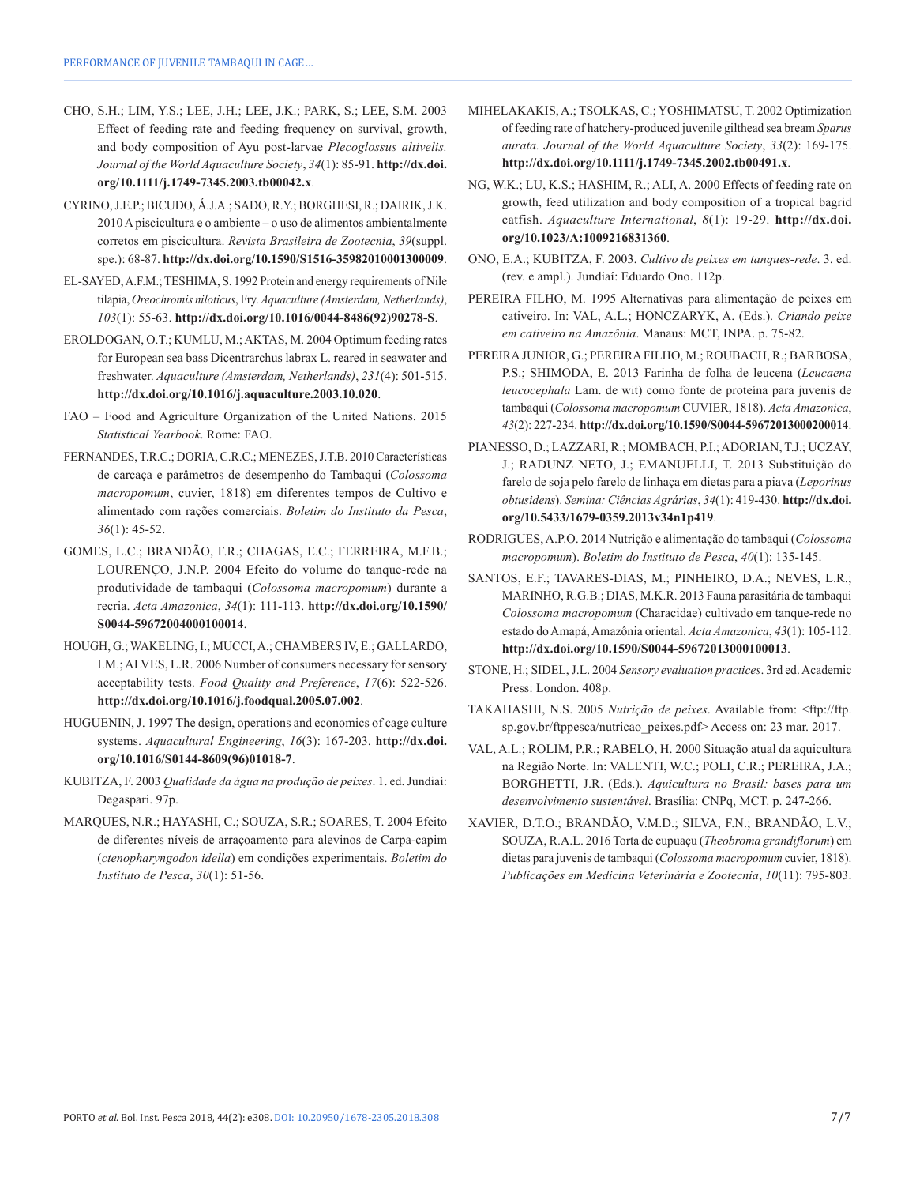CHO, S.H.; LIM, Y.S.; LEE, J.H.; LEE, J.K.; PARK, S.; LEE, S.M. 2003 Effect of feeding rate and feeding frequency on survival, growth, and body composition of Ayu post-larvae *Plecoglossus altivelis. Journal of the World Aquaculture Society*, *34*(1): 85-91. **http://dx.doi.org/10.1111/j.1749-7345.2003.tb00042.x**.

CYRINO, J.E.P.; BICUDO, Á.J.A.; SADO, R.Y.; BORGHESI, R.; DAIRIK, J.K. 2010 A piscicultura e o ambiente – o uso de alimentos ambientalmente corretos em piscicultura. *Revista Brasileira de Zootecnia*, *39*(suppl. spe.): 68-87. **http://dx.doi.org/10.1590/S1516-35982010001300009**.

EL-SAYED, A.F.M.; TESHIMA, S. 1992 Protein and energy requirements of Nile tilapia, *Oreochromis niloticus*, Fry. *Aquaculture (Amsterdam, Netherlands)*, *103*(1): 55-63. **http://dx.doi.org/10.1016/0044-8486(92)90278-S**.

EROLDOGAN, O.T.; KUMLU, M.; AKTAS, M. 2004 Optimum feeding rates for European sea bass Dicentrarchus labrax L. reared in seawater and freshwater. *Aquaculture (Amsterdam, Netherlands)*, *231*(4): 501-515. **http://dx.doi.org/10.1016/j.aquaculture.2003.10.020**.

FAO – Food and Agriculture Organization of the United Nations. 2015 *Statistical Yearbook*. Rome: FAO.

FERNANDES, T.R.C.; DORIA, C.R.C.; MENEZES, J.T.B. 2010 Características de carcaça e parâmetros de desempenho do Tambaqui (*Colossoma macropomum*, cuvier, 1818) em diferentes tempos de Cultivo e alimentado com rações comerciais. *Boletim do Instituto da Pesca*, *36*(1): 45-52.

GOMES, L.C.; BRANDÃO, F.R.; CHAGAS, E.C.; FERREIRA, M.F.B.; LOURENÇO, J.N.P. 2004 Efeito do volume do tanque-rede na produtividade de tambaqui (*Colossoma macropomum*) durante a recria. *Acta Amazonica*, *34*(1): 111-113. **http://dx.doi.org/10.1590/S0044-59672004000100014**.

HOUGH, G.; WAKELING, I.; MUCCI, A.; CHAMBERS IV, E.; GALLARDO, I.M.; ALVES, L.R. 2006 Number of consumers necessary for sensory acceptability tests. *Food Quality and Preference*, *17*(6): 522-526. **http://dx.doi.org/10.1016/j.foodqual.2005.07.002**.

HUGUENIN, J. 1997 The design, operations and economics of cage culture systems. *Aquacultural Engineering*, *16*(3): 167-203. **http://dx.doi.org/10.1016/S0144-8609(96)01018-7**.

KUBITZA, F. 2003 *Qualidade da água na produção de peixes*. 1. ed. Jundiaí: Degaspari. 97p.

MARQUES, N.R.; HAYASHI, C.; SOUZA, S.R.; SOARES, T. 2004 Efeito de diferentes níveis de arraçoamento para alevinos de Carpa-capim (*ctenopharyngodon idella*) em condições experimentais. *Boletim do Instituto de Pesca*, *30*(1): 51-56.

MIHELAKAKIS, A.; TSOLKAS, C.; YOSHIMATSU, T. 2002 Optimization of feeding rate of hatchery-produced juvenile gilthead sea bream *Sparus aurata. Journal of the World Aquaculture Society*, *33*(2): 169-175. **http://dx.doi.org/10.1111/j.1749-7345.2002.tb00491.x**.

NG, W.K.; LU, K.S.; HASHIM, R.; ALI, A. 2000 Effects of feeding rate on growth, feed utilization and body composition of a tropical bagrid catfish. *Aquaculture International*, *8*(1): 19-29. **http://dx.doi.org/10.1023/A:1009216831360**.

ONO, E.A.; KUBITZA, F. 2003. *Cultivo de peixes em tanques-rede*. 3. ed. (rev. e ampl.). Jundiaí: Eduardo Ono. 112p.

PEREIRA FILHO, M. 1995 Alternativas para alimentação de peixes em cativeiro. In: VAL, A.L.; HONCZARYK, A. (Eds.). *Criando peixe em cativeiro na Amazônia*. Manaus: MCT, INPA. p. 75-82.

PEREIRA JUNIOR, G.; PEREIRA FILHO, M.; ROUBACH, R.; BARBOSA, P.S.; SHIMODA, E. 2013 Farinha de folha de leucena (*Leucaena leucocephala* Lam. de wit) como fonte de proteína para juvenis de tambaqui (*Colossoma macropomum* CUVIER, 1818). *Acta Amazonica*, *43*(2): 227-234. **http://dx.doi.org/10.1590/S0044-59672013000200014**.

PIANESSO, D.; LAZZARI, R.; MOMBACH, P.I.; ADORIAN, T.J.; UCZAY, J.; RADUNZ NETO, J.; EMANUELLI, T. 2013 Substituição do farelo de soja pelo farelo de linhaça em dietas para a piava (*Leporinus obtusidens*). *Semina: Ciências Agrárias*, *34*(1): 419-430. **http://dx.doi.org/10.5433/1679-0359.2013v34n1p419**.

RODRIGUES, A.P.O. 2014 Nutrição e alimentação do tambaqui (*Colossoma macropomum*). *Boletim do Instituto de Pesca*, *40*(1): 135-145.

SANTOS, E.F.; TAVARES-DIAS, M.; PINHEIRO, D.A.; NEVES, L.R.; MARINHO, R.G.B.; DIAS, M.K.R. 2013 Fauna parasitária de tambaqui *Colossoma macropomum* (Characidae) cultivado em tanque-rede no estado do Amapá, Amazônia oriental. *Acta Amazonica*, *43*(1): 105-112. **http://dx.doi.org/10.1590/S0044-59672013000100013**.

STONE, H.; SIDEL, J.L. 2004 *Sensory evaluation practices*. 3rd ed. Academic Press: London. 408p.

TAKAHASHI, N.S. 2005 *Nutrição de peixes*. Available from: <ftp://ftp.sp.gov.br/ftppesca/nutricao_peixes.pdf> Access on: 23 mar. 2017.

VAL, A.L.; ROLIM, P.R.; RABELO, H. 2000 Situação atual da aquicultura na Região Norte. In: VALENTI, W.C.; POLI, C.R.; PEREIRA, J.A.; BORGHETTI, J.R. (Eds.). *Aquicultura no Brasil: bases para um desenvolvimento sustentável*. Brasília: CNPq, MCT. p. 247-266.

XAVIER, D.T.O.; BRANDÃO, V.M.D.; SILVA, F.N.; BRANDÃO, L.V.; SOUZA, R.A.L. 2016 Torta de cupuaçu (*Theobroma grandiflorum*) em dietas para juvenis de tambaqui (*Colossoma macropomum* cuvier, 1818). *Publicações em Medicina Veterinária e Zootecnia*, *10*(11): 795-803.